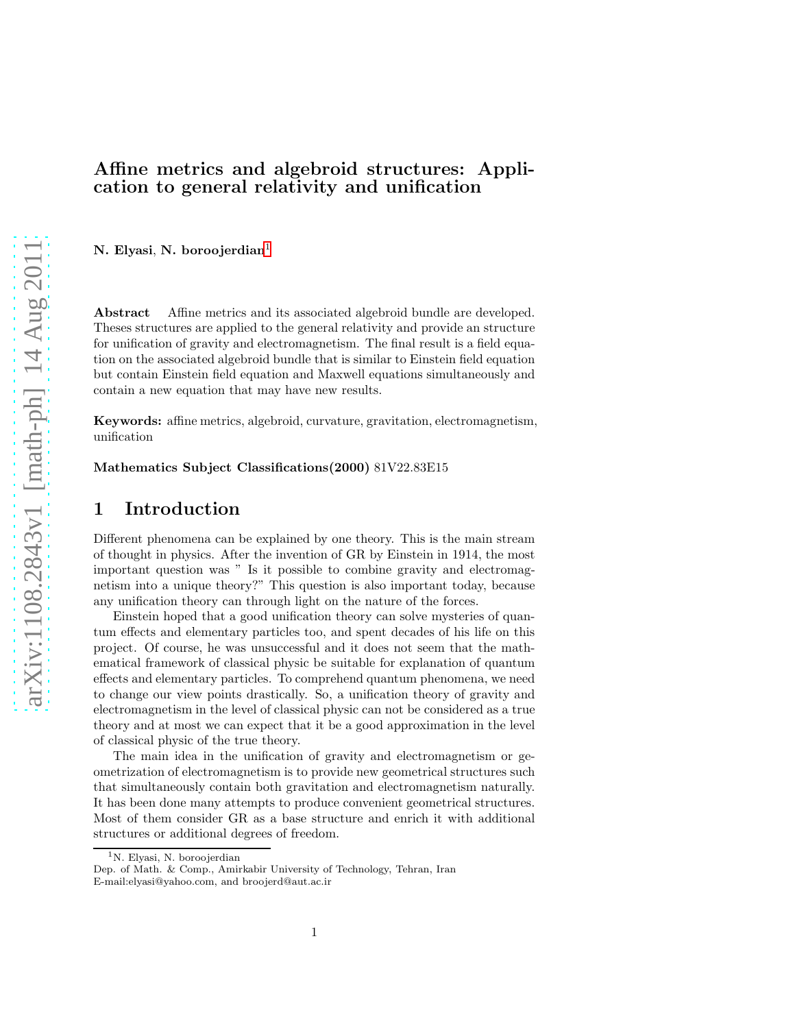# Affine metrics and algebroid structures: Application to general relativity and unification

**N. Elyasi**, **N. boroojerdian**[1]

**Abstract** Affine metrics and its associated algebroid bundle are developed. Theses structures are applied to the general relativity and provide an structure for unification of gravity and electromagnetism. The final result is a field equation on the associated algebroid bundle that is similar to Einstein field equation but contain Einstein field equation and Maxwell equations simultaneously and contain a new equation that may have new results.

**Keywords:** affine metrics, algebroid, curvature, gravitation, electromagnetism, unification

**Mathematics Subject Classifications(2000)** 81V22.83E15

## 1 Introduction

Different phenomena can be explained by one theory. This is the main stream of thought in physics. After the invention of GR by Einstein in 1914, the most important question was " Is it possible to combine gravity and electromagnetism into a unique theory?" This question is also important today, because any unification theory can through light on the nature of the forces.

Einstein hoped that a good unification theory can solve mysteries of quantum effects and elementary particles too, and spent decades of his life on this project. Of course, he was unsuccessful and it does not seem that the mathematical framework of classical physic be suitable for explanation of quantum effects and elementary particles. To comprehend quantum phenomena, we need to change our view points drastically. So, a unification theory of gravity and electromagnetism in the level of classical physic can not be considered as a true theory and at most we can expect that it be a good approximation in the level of classical physic of the true theory.

The main idea in the unification of gravity and electromagnetism or geometrization of electromagnetism is to provide new geometrical structures such that simultaneously contain both gravitation and electromagnetism naturally. It has been done many attempts to produce convenient geometrical structures. Most of them consider GR as a base structure and enrich it with additional structures or additional degrees of freedom.

---

[1] N. Elyasi, N. boroojerdian
Dep. of Math. & Comp., Amirkabir University of Technology, Tehran, Iran
E-mail:elyasi@yahoo.com, and broojerd@aut.ac.ir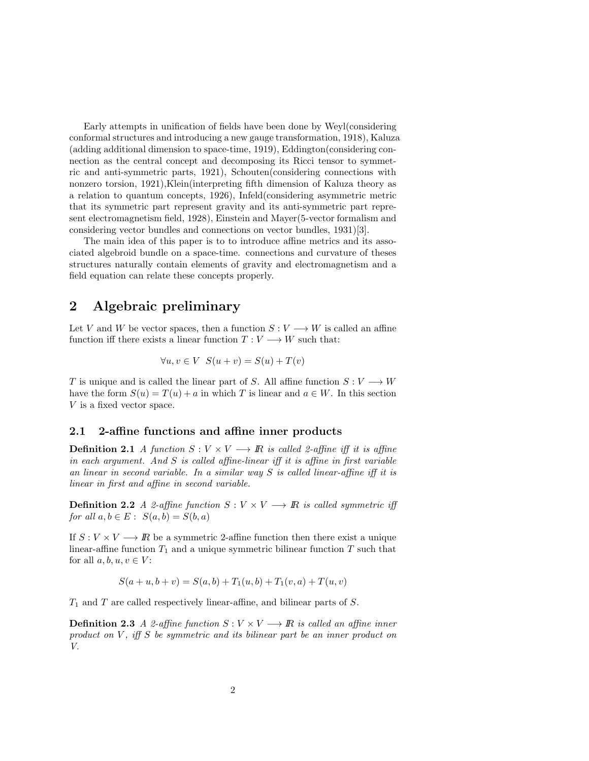Early attempts in unification of fields have been done by Weyl(considering conformal structures and introducing a new gauge transformation, 1918), Kaluza (adding additional dimension to space-time, 1919), Eddington(considering connection as the central concept and decomposing its Ricci tensor to symmetric and anti-symmetric parts, 1921), Schouten(considering connections with nonzero torsion, 1921),Klein(interpreting fifth dimension of Kaluza theory as a relation to quantum concepts, 1926), Infeld(considering asymmetric metric that its symmetric part represent gravity and its anti-symmetric part represent electromagnetism field, 1928), Einstein and Mayer(5-vector formalism and considering vector bundles and connections on vector bundles, 1931)[3].

The main idea of this paper is to to introduce affine metrics and its associated algebroid bundle on a space-time. connections and curvature of theses structures naturally contain elements of gravity and electromagnetism and a field equation can relate these concepts properly.

## 2 Algebraic preliminary

Let $V$ and $W$ be vector spaces, then a function $S : V \longrightarrow W$ is called an affine function iff there exists a linear function $T : V \longrightarrow W$ such that:

$$\forall u, v \in V \;\; S(u + v) = S(u) + T(v)$$

$T$ is unique and is called the linear part of $S$. All affine function $S : V \longrightarrow W$ have the form $S(u) = T(u) + a$ in which $T$ is linear and $a \in W$. In this section $V$ is a fixed vector space.

### 2.1 2-affine functions and affine inner products

**Definition 2.1** *A function $S : V \times V \longrightarrow I\!R$ is called 2-affine iff it is affine in each argument. And $S$ is called affine-linear iff it is affine in first variable an linear in second variable. In a similar way $S$ is called linear-affine iff it is linear in first and affine in second variable.*

**Definition 2.2** *A 2-affine function $S : V \times V \longrightarrow I\!R$ is called symmetric iff for all $a, b \in E$ : $S(a, b) = S(b, a)$*

If $S : V \times V \longrightarrow I\!R$ be a symmetric 2-affine function then there exist a unique linear-affine function $T_1$ and a unique symmetric bilinear function $T$ such that for all $a, b, u, v \in V$:

$$S(a + u, b + v) = S(a, b) + T_1(u, b) + T_1(v, a) + T(u, v)$$

$T_1$ and $T$ are called respectively linear-affine, and bilinear parts of $S$.

**Definition 2.3** *A 2-affine function $S : V \times V \longrightarrow I\!R$ is called an affine inner product on $V$, iff $S$ be symmetric and its bilinear part be an inner product on $V$.*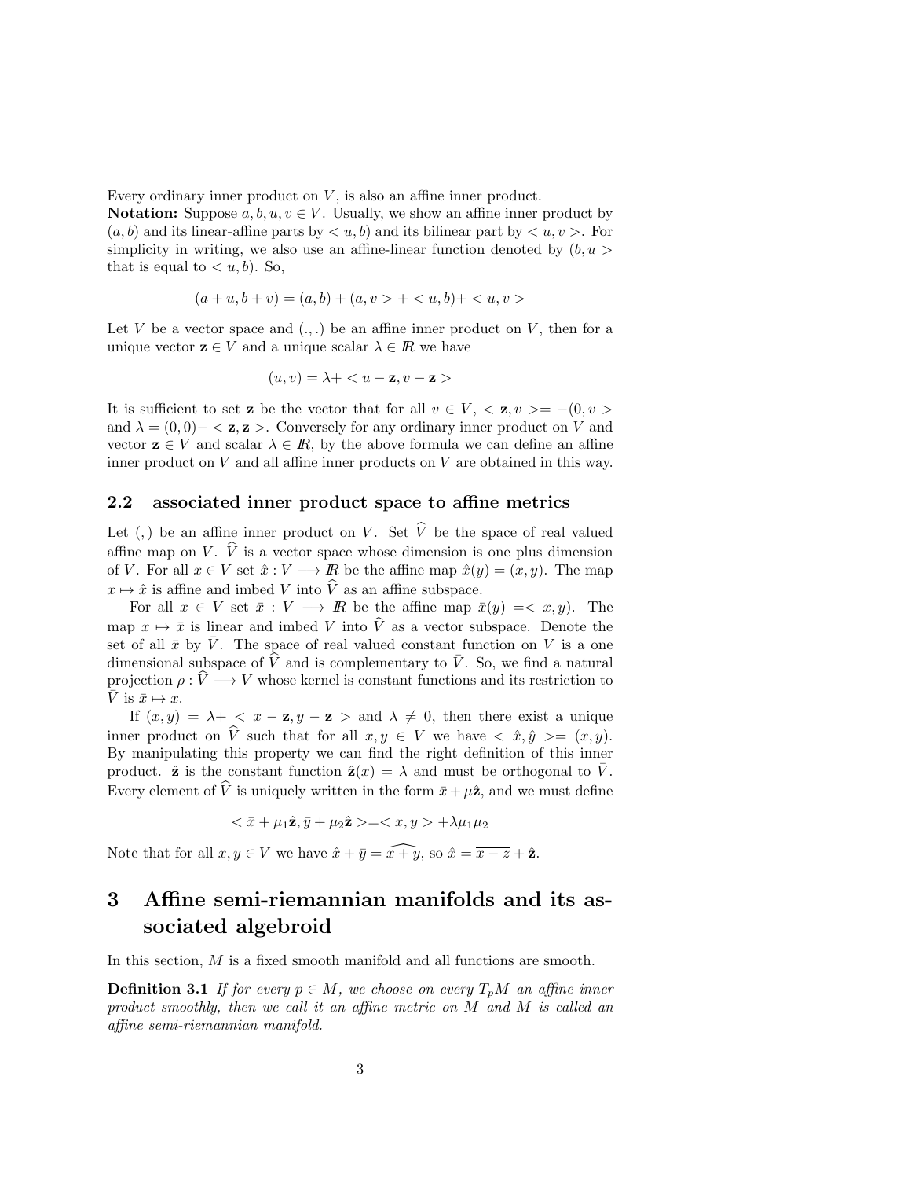Every ordinary inner product on $V$, is also an affine inner product.

**Notation:** Suppose $a, b, u, v \in V$. Usually, we show an affine inner product by $(a, b)$ and its linear-affine parts by $< u, b)$ and its bilinear part by $< u, v >$. For simplicity in writing, we also use an affine-linear function denoted by $(b, u >$ that is equal to $< u, b)$. So,

$$(a + u, b + v) = (a, b) + (a, v > + < u, b) + < u, v >$$

Let $V$ be a vector space and $(.,.)$ be an affine inner product on $V$, then for a unique vector $\mathbf{z} \in V$ and a unique scalar $\lambda \in I\!R$ we have

$$(u, v) = \lambda + < u - \mathbf{z}, v - \mathbf{z} >$$

It is sufficient to set $\mathbf{z}$ be the vector that for all $v \in V$, $< \mathbf{z}, v >= -(0, v >$ and $\lambda = (0, 0) - < \mathbf{z}, \mathbf{z} >$. Conversely for any ordinary inner product on $V$ and vector $\mathbf{z} \in V$ and scalar $\lambda \in I\!R$, by the above formula we can define an affine inner product on $V$ and all affine inner products on $V$ are obtained in this way.

## 2.2 associated inner product space to affine metrics

Let $(,)$ be an affine inner product on $V$. Set $\widehat{V}$ be the space of real valued affine map on $V$. $\widehat{V}$ is a vector space whose dimension is one plus dimension of $V$. For all $x \in V$ set $\hat{x} : V \longrightarrow I\!R$ be the affine map $\hat{x}(y) = (x, y)$. The map $x \mapsto \hat{x}$ is affine and imbed $V$ into $\widehat{V}$ as an affine subspace.

For all $x \in V$ set $\bar{x} : V \longrightarrow I\!R$ be the affine map $\bar{x}(y) =< x, y)$. The map $x \mapsto \bar{x}$ is linear and imbed $V$ into $\widehat{V}$ as a vector subspace. Denote the set of all $\bar{x}$ by $\bar{V}$. The space of real valued constant function on $V$ is a one dimensional subspace of $\widehat{V}$ and is complementary to $\bar{V}$. So, we find a natural projection $\rho : \widehat{V} \longrightarrow V$ whose kernel is constant functions and its restriction to $\bar{V}$ is $\bar{x} \mapsto x$.

If $(x, y) = \lambda + < x - \mathbf{z}, y - \mathbf{z} >$ and $\lambda \neq 0$, then there exist a unique inner product on $\widehat{V}$ such that for all $x, y \in V$ we have $< \hat{x}, \hat{y} >= (x, y)$. By manipulating this property we can find the right definition of this inner product. $\hat{\mathbf{z}}$ is the constant function $\hat{\mathbf{z}}(x) = \lambda$ and must be orthogonal to $\bar{V}$. Every element of $\widehat{V}$ is uniquely written in the form $\bar{x} + \mu\hat{\mathbf{z}}$, and we must define

$$< \bar{x} + \mu_1\hat{\mathbf{z}}, \bar{y} + \mu_2\hat{\mathbf{z}} >=< x, y > + \lambda\mu_1\mu_2$$

Note that for all $x, y \in V$ we have $\hat{x} + \bar{y} = \widehat{x + y}$, so $\hat{x} = \overline{x - z} + \hat{\mathbf{z}}$.

# 3 Affine semi-riemannian manifolds and its associated algebroid

In this section, $M$ is a fixed smooth manifold and all functions are smooth.

**Definition 3.1** *If for every $p \in M$, we choose on every $T_pM$ an affine inner product smoothly, then we call it an affine metric on $M$ and $M$ is called an affine semi-riemannian manifold.*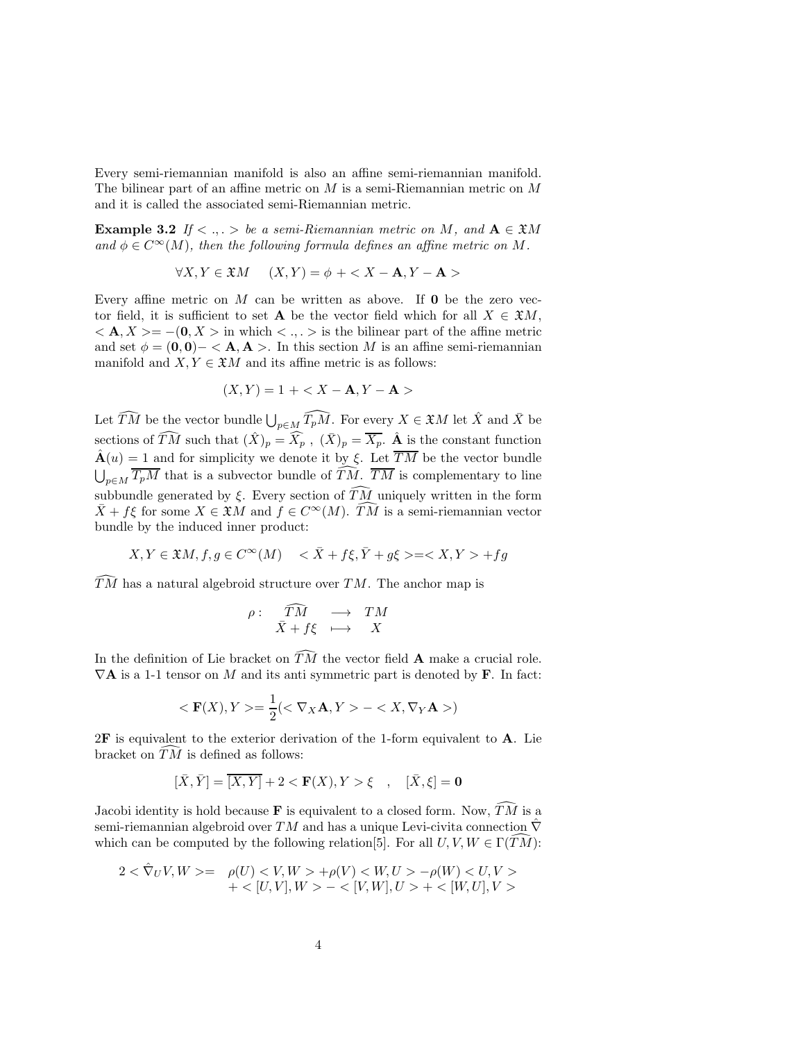Every semi-riemannian manifold is also an affine semi-riemannian manifold. The bilinear part of an affine metric on $M$ is a semi-Riemannian metric on $M$ and it is called the associated semi-Riemannian metric.

**Example 3.2** *If $<.,.>$ be a semi-Riemannian metric on $M$, and $\mathbf{A} \in \mathfrak{X}M$ and $\phi \in C^\infty(M)$, then the following formula defines an affine metric on $M$.*

$$\forall X, Y \in \mathfrak{X}M \qquad (X,Y) = \phi + < X - \mathbf{A}, Y - \mathbf{A} >$$

Every affine metric on $M$ can be written as above. If $\mathbf{0}$ be the zero vector field, it is sufficient to set $\mathbf{A}$ be the vector field which for all $X \in \mathfrak{X}M$, $< \mathbf{A}, X > = -(\mathbf{0}, X>$ in which $<.,.>$ is the bilinear part of the affine metric and set $\phi = (\mathbf{0}, \mathbf{0}) - < \mathbf{A}, \mathbf{A} >$. In this section $M$ is an affine semi-riemannian manifold and $X, Y \in \mathfrak{X}M$ and its affine metric is as follows:

$$(X,Y) = 1 + < X - \mathbf{A}, Y - \mathbf{A} >$$

Let $\widehat{TM}$ be the vector bundle $\bigcup_{p\in M} \widehat{T_pM}$. For every $X \in \mathfrak{X}M$ let $\hat{X}$ and $\bar{X}$ be sections of $\widehat{TM}$ such that $(\hat{X})_p = \widehat{X_p}$ , $(\bar{X})_p = \overline{X_p}$. $\hat{\mathbf{A}}$ is the constant function $\hat{\mathbf{A}}(u) = 1$ and for simplicity we denote it by $\xi$. Let $\overline{TM}$ be the vector bundle $\bigcup_{p\in M} \overline{T_pM}$ that is a subvector bundle of $\widehat{TM}$. $\overline{TM}$ is complementary to line subbundle generated by $\xi$. Every section of $\widehat{TM}$ uniquely written in the form $\bar{X} + f\xi$ for some $X \in \mathfrak{X}M$ and $f \in C^\infty(M)$. $\widehat{TM}$ is a semi-riemannian vector bundle by the induced inner product:

$$X, Y \in \mathfrak{X}M, f, g \in C^\infty(M) \qquad < \bar{X} + f\xi, \bar{Y} + g\xi > = < X, Y > + fg$$

$\widehat{TM}$ has a natural algebroid structure over $TM$. The anchor map is

$$\begin{array}{cccc} \rho : & \widehat{TM} & \longrightarrow & TM \\ & \bar{X} + f\xi & \longmapsto & X \end{array}$$

In the definition of Lie bracket on $\widehat{TM}$ the vector field $\mathbf{A}$ make a crucial role. $\nabla \mathbf{A}$ is a 1-1 tensor on $M$ and its anti symmetric part is denoted by $\mathbf{F}$. In fact:

$$< \mathbf{F}(X), Y > = \frac{1}{2}(< \nabla_X \mathbf{A}, Y > - < X, \nabla_Y \mathbf{A} >)$$

$2\mathbf{F}$ is equivalent to the exterior derivation of the 1-form equivalent to $\mathbf{A}$. Lie bracket on $\widehat{TM}$ is defined as follows:

$$[\bar{X}, \bar{Y}] = \overline{[X,Y]} + 2 < \mathbf{F}(X), Y > \xi \quad , \quad [\bar{X}, \xi] = \mathbf{0}$$

Jacobi identity is hold because $\mathbf{F}$ is equivalent to a closed form. Now, $\widehat{TM}$ is a semi-riemannian algebroid over $TM$ and has a unique Levi-civita connection $\hat{\nabla}$ which can be computed by the following relation[5]. For all $U, V, W \in \Gamma(\widehat{TM})$:

$$\begin{aligned} 2 < \hat{\nabla}_U V, W > = \; & \rho(U) < V, W > + \rho(V) < W, U > - \rho(W) < U, V > \\ & + < [U,V], W > - < [V,W], U > + < [W,U], V > \end{aligned}$$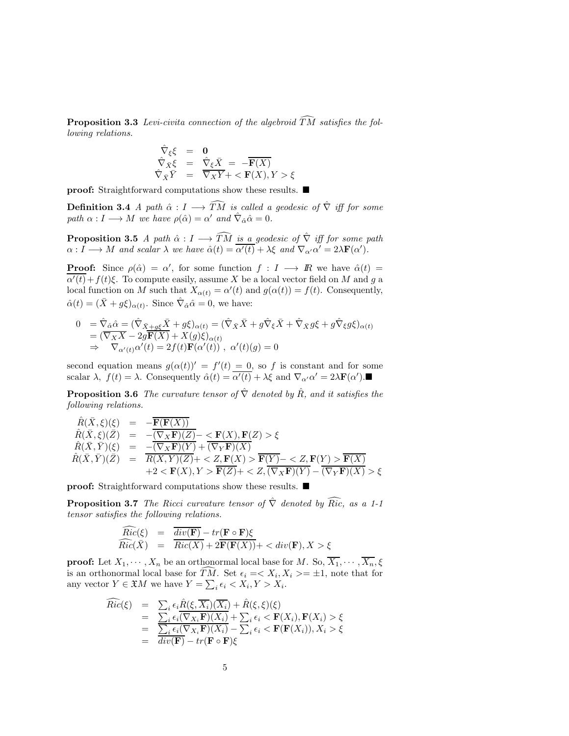**Proposition 3.3** *Levi-civita connection of the algebroid $\widehat{TM}$ satisfies the following relations.*

$$
\begin{aligned}
\hat{\nabla}_\xi \xi &= \mathbf{0} \\
\hat{\nabla}_{\bar{X}} \xi &= \hat{\nabla}_\xi \bar{X} = -\overline{\mathbf{F}(X)} \\
\hat{\nabla}_{\bar{X}} \bar{Y} &= \overline{\nabla_X Y} + < \mathbf{F}(X), Y > \xi
\end{aligned}
$$

**proof:** Straightforward computations show these results. ■

**Definition 3.4** *A path $\hat{\alpha} : I \longrightarrow \widehat{TM}$ is called a geodesic of $\hat{\nabla}$ iff for some path $\alpha : I \longrightarrow M$ we have $\rho(\hat{\alpha}) = \alpha'$ and $\hat{\nabla}_{\hat{\alpha}} \hat{\alpha} = 0$.*

**Proposition 3.5** *A path $\hat{\alpha} : I \longrightarrow \widehat{TM}$ is a geodesic of $\hat{\nabla}$ iff for some path $\alpha : I \longrightarrow M$ and scalar $\lambda$ we have $\hat{\alpha}(t) = \overline{\alpha'(t)} + \lambda \xi$ and $\nabla_{\alpha'} \alpha' = 2\lambda \mathbf{F}(\alpha')$.*

**Proof:** Since $\rho(\hat{\alpha}) = \alpha'$, for some function $f : I \longrightarrow \mathbb{R}$ we have $\hat{\alpha}(t) = \overline{\alpha'(t)} + f(t)\xi$. To compute easily, assume $X$ be a local vector field on $M$ and $g$ a local function on $M$ such that $X_{\alpha(t)} = \alpha'(t)$ and $g(\alpha(t)) = f(t)$. Consequently, $\hat{\alpha}(t) = (\bar{X} + g\xi)_{\alpha(t)}$. Since $\hat{\nabla}_{\hat{\alpha}} \hat{\alpha} = 0$, we have:

$$
\begin{aligned}
0 &= \hat{\nabla}_{\hat{\alpha}} \hat{\alpha} = (\hat{\nabla}_{\bar{X}+g\xi} \bar{X} + g\xi)_{\alpha(t)} = (\hat{\nabla}_{\bar{X}} \bar{X} + g \hat{\nabla}_\xi \bar{X} + \hat{\nabla}_{\bar{X}} g\xi + g \hat{\nabla}_\xi g\xi)_{\alpha(t)} \\
&= (\overline{\nabla_X X} - 2g\overline{\mathbf{F}(X)} + X(g)\xi)_{\alpha(t)} \\
&\Rightarrow \quad \nabla_{\alpha'(t)} \alpha'(t) = 2f(t)\mathbf{F}(\alpha'(t)) \ , \ \alpha'(t)(g) = 0
\end{aligned}
$$

second equation means $g(\alpha(t))' = f'(t) = 0$, so $f$ is constant and for some scalar $\lambda$, $f(t) = \lambda$. Consequently $\hat{\alpha}(t) = \overline{\alpha'(t)} + \lambda\xi$ and $\nabla_{\alpha'} \alpha' = 2\lambda \mathbf{F}(\alpha')$. ■

**Proposition 3.6** *The curvature tensor of $\hat{\nabla}$ denoted by $\hat{R}$, and it satisfies the following relations.*

$$
\begin{aligned}
\hat{R}(\bar{X}, \xi)(\xi) &= -\overline{\mathbf{F}(\mathbf{F}(X))} \\
\hat{R}(\bar{X}, \xi)(\bar{Z}) &= -\overline{(\nabla_X \mathbf{F})(Z)} - < \mathbf{F}(X), \mathbf{F}(Z) > \xi \\
\hat{R}(\bar{X}, \bar{Y})(\xi) &= -\overline{(\nabla_X \mathbf{F})(Y)} + \overline{(\nabla_Y \mathbf{F})(X)} \\
\hat{R}(\bar{X}, \bar{Y})(\bar{Z}) &= \overline{R(X,Y)(Z)} + < Z, \mathbf{F}(X) > \overline{\mathbf{F}(Y)} - < Z, \mathbf{F}(Y) > \overline{\mathbf{F}(X)} \\
&\quad + 2 < \mathbf{F}(X), Y > \overline{\mathbf{F}(Z)} + < Z, \overline{(\nabla_X \mathbf{F})(Y) - (\nabla_Y \mathbf{F})(X)} > \xi
\end{aligned}
$$

**proof:** Straightforward computations show these results. ■

**Proposition 3.7** *The Ricci curvature tensor of $\hat{\nabla}$ denoted by $\widehat{Ric}$, as a 1-1 tensor satisfies the following relations.*

$$
\begin{aligned}
\widehat{Ric}(\xi) &= \overline{div(\mathbf{F})} - tr(\mathbf{F} \circ \mathbf{F})\xi \\
\widehat{Ric}(\bar{X}) &= \overline{Ric(X)} + 2\overline{\mathbf{F}(\mathbf{F}(X))} + < div(\mathbf{F}), X > \xi
\end{aligned}
$$

**proof:** Let $X_1, \cdots, X_n$ be an orthonormal local base for $M$. So, $\overline{X_1}, \cdots, \overline{X_n}, \xi$ is an orthonormal local base for $\widehat{TM}$. Set $\epsilon_i = < X_i, X_i > = \pm 1$, note that for any vector $Y \in \mathfrak{X}M$ we have $Y = \sum_i \epsilon_i < X_i, Y > X_i$.

$$
\begin{aligned}
\widehat{Ric}(\xi) &= \sum_i \epsilon_i \hat{R}(\xi, \overline{X_i})(\overline{X_i}) + \hat{R}(\xi, \xi)(\xi) \\
&= \overline{\sum_i \epsilon_i (\nabla_{X_i} \mathbf{F})(X_i)} + \sum_i \epsilon_i < \mathbf{F}(X_i), \mathbf{F}(X_i) > \xi \\
&= \overline{\sum_i \epsilon_i (\nabla_{X_i} \mathbf{F})(X_i)} - \sum_i \epsilon_i < \mathbf{F}(\mathbf{F}(X_i)), X_i > \xi \\
&= \overline{div(\mathbf{F})} - tr(\mathbf{F} \circ \mathbf{F})\xi
\end{aligned}
$$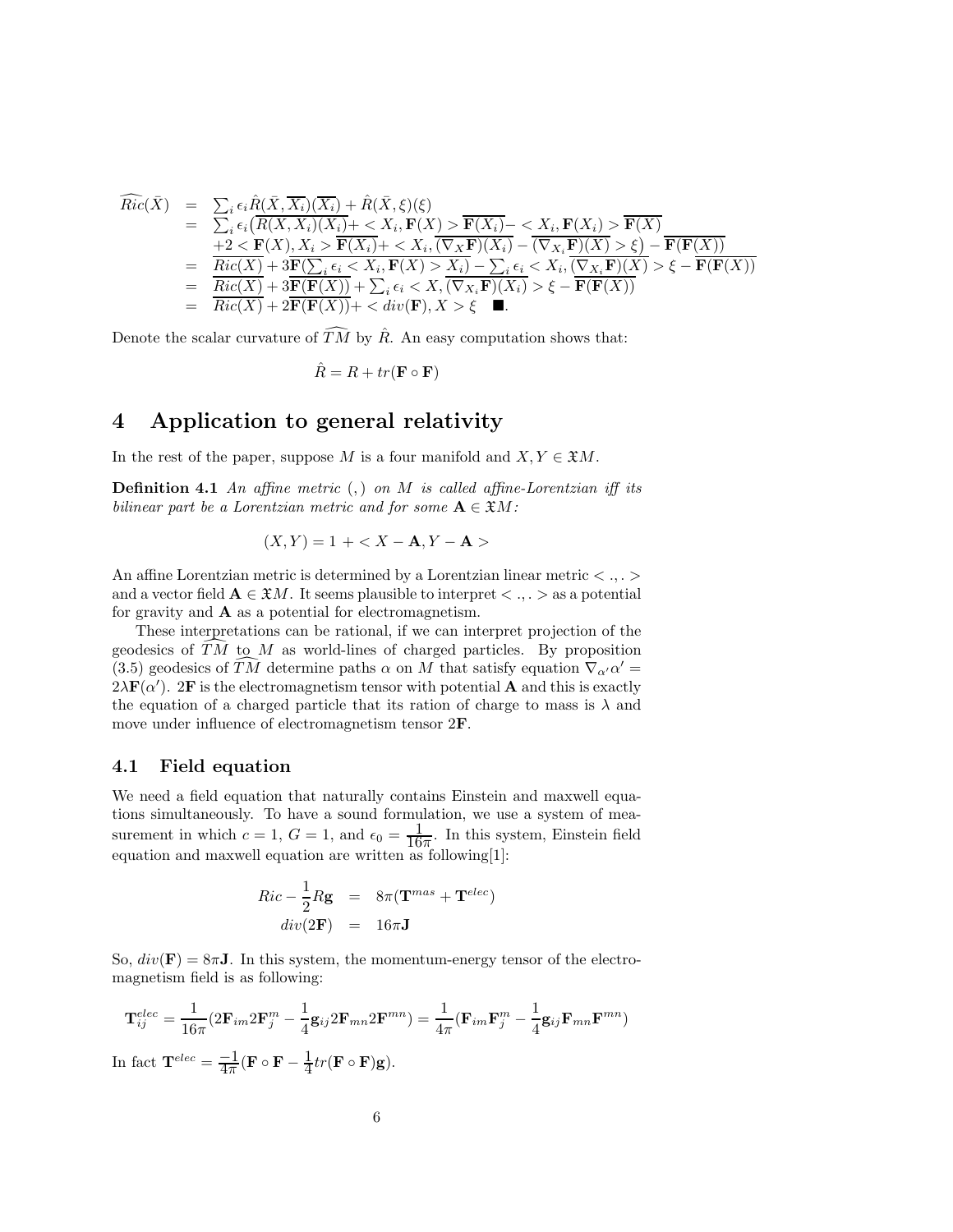$$
\begin{array}{rcl}
\widehat{Ric}(\bar{X}) & = & \sum_i \epsilon_i \hat{R}(\bar{X}, \overline{X_i})(\overline{X_i}) + \hat{R}(\bar{X}, \xi)(\xi) \\
& = & \sum_i \epsilon_i \big(\overline{R(X, X_i)(X_i)} + < X_i, \mathbf{F}(X) > \overline{\mathbf{F}(X_i)} - < X_i, \mathbf{F}(X_i) > \overline{\mathbf{F}(X)} \\
& & +2 < \mathbf{F}(X), X_i > \overline{\mathbf{F}(X_i)} + < X_i, \overline{(\nabla_X \mathbf{F})(X_i)} - \overline{(\nabla_{X_i} \mathbf{F})(X)} > \xi \big) - \overline{\mathbf{F}(\mathbf{F}(X))} \\
& = & \overline{Ric(X)} + 3\overline{\mathbf{F}(\sum_i \epsilon_i < X_i, \mathbf{F}(X) > X_i)} - \sum_i \epsilon_i < X_i, \overline{(\nabla_{X_i} \mathbf{F})(X)} > \xi - \overline{\mathbf{F}(\mathbf{F}(X))} \\
& = & \overline{Ric(X)} + 3\overline{\mathbf{F}(\mathbf{F}(X))} + \sum_i \epsilon_i < X, \overline{(\nabla_{X_i} \mathbf{F})(X_i)} > \xi - \overline{\mathbf{F}(\mathbf{F}(X))} \\
& = & \overline{Ric(X)} + 2\overline{\mathbf{F}(\mathbf{F}(X))} + < div(\mathbf{F}), X > \xi \quad \blacksquare.
\end{array}
$$

Denote the scalar curvature of $\widehat{TM}$ by $\hat{R}$. An easy computation shows that:

$$\hat{R} = R + tr(\mathbf{F} \circ \mathbf{F})$$

# 4 Application to general relativity

In the rest of the paper, suppose $M$ is a four manifold and $X, Y \in \mathfrak{X}M$.

**Definition 4.1** *An affine metric* $(,)$ *on* $M$ *is called affine-Lorentzian iff its bilinear part be a Lorentzian metric and for some* $\mathbf{A} \in \mathfrak{X}M$*:*

$$(X, Y) = 1 + < X - \mathbf{A}, Y - \mathbf{A} >$$

An affine Lorentzian metric is determined by a Lorentzian linear metric $< .,. >$ and a vector field $\mathbf{A} \in \mathfrak{X}M$. It seems plausible to interpret $< .,. >$ as a potential for gravity and $\mathbf{A}$ as a potential for electromagnetism.

These interpretations can be rational, if we can interpret projection of the geodesics of $\widehat{TM}$ to $M$ as world-lines of charged particles. By proposition (3.5) geodesics of $\widehat{TM}$ determine paths $\alpha$ on $M$ that satisfy equation $\nabla_{\alpha'}\alpha' = 2\lambda\mathbf{F}(\alpha')$. $2\mathbf{F}$ is the electromagnetism tensor with potential $\mathbf{A}$ and this is exactly the equation of a charged particle that its ration of charge to mass is $\lambda$ and move under influence of electromagnetism tensor $2\mathbf{F}$.

## 4.1 Field equation

We need a field equation that naturally contains Einstein and maxwell equations simultaneously. To have a sound formulation, we use a system of measurement in which $c = 1$, $G = 1$, and $\epsilon_0 = \frac{1}{16\pi}$. In this system, Einstein field equation and maxwell equation are written as following[1]:

$$
\begin{array}{rcl}
Ric - \frac{1}{2}R\mathbf{g} & = & 8\pi(\mathbf{T}^{mas} + \mathbf{T}^{elec}) \\
div(2\mathbf{F}) & = & 16\pi\mathbf{J}
\end{array}
$$

So, $div(\mathbf{F}) = 8\pi\mathbf{J}$. In this system, the momentum-energy tensor of the electromagnetism field is as following:

$$\mathbf{T}^{elec}_{ij} = \frac{1}{16\pi}(2\mathbf{F}_{im}2\mathbf{F}^m_j - \frac{1}{4}\mathbf{g}_{ij}2\mathbf{F}_{mn}2\mathbf{F}^{mn}) = \frac{1}{4\pi}(\mathbf{F}_{im}\mathbf{F}^m_j - \frac{1}{4}\mathbf{g}_{ij}\mathbf{F}_{mn}\mathbf{F}^{mn})$$

In fact $\mathbf{T}^{elec} = \frac{-1}{4\pi}(\mathbf{F} \circ \mathbf{F} - \frac{1}{4}tr(\mathbf{F} \circ \mathbf{F})\mathbf{g})$.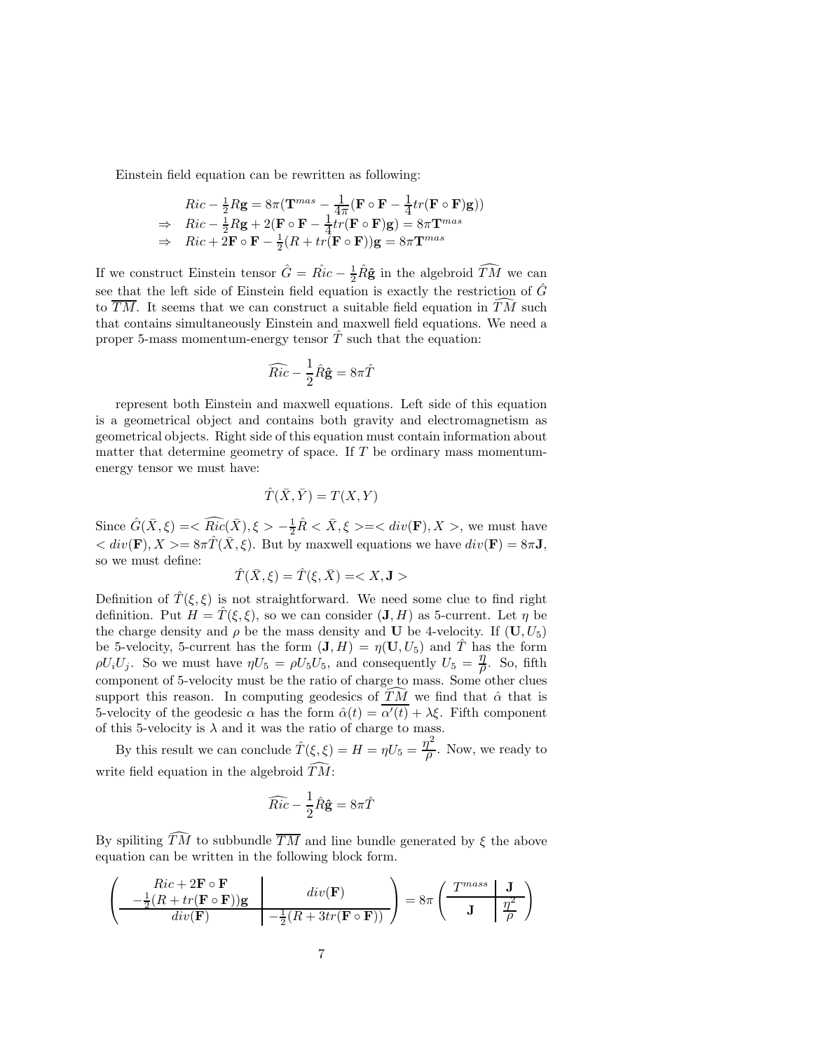Einstein field equation can be rewritten as following:

$$
\begin{aligned}
& Ric - \tfrac{1}{2}R\mathbf{g} = 8\pi(\mathbf{T}^{mas} - \frac{1}{4\pi}(\mathbf{F}\circ\mathbf{F} - \frac{1}{4}tr(\mathbf{F}\circ\mathbf{F})\mathbf{g})) \\
\Rightarrow\ & Ric - \tfrac{1}{2}R\mathbf{g} + 2(\mathbf{F}\circ\mathbf{F} - \frac{1}{4}tr(\mathbf{F}\circ\mathbf{F})\mathbf{g}) = 8\pi\mathbf{T}^{mas} \\
\Rightarrow\ & Ric + 2\mathbf{F}\circ\mathbf{F} - \tfrac{1}{2}(R + tr(\mathbf{F}\circ\mathbf{F}))\mathbf{g} = 8\pi\mathbf{T}^{mas}
\end{aligned}
$$

If we construct Einstein tensor $\hat{G} = \hat{Ric} - \frac{1}{2}\hat{R}\hat{\mathbf{g}}$ in the algebroid $\widehat{TM}$ we can see that the left side of Einstein field equation is exactly the restriction of $\hat{G}$ to $\overline{TM}$. It seems that we can construct a suitable field equation in $\widehat{TM}$ such that contains simultaneously Einstein and maxwell field equations. We need a proper 5-mass momentum-energy tensor $\hat{T}$ such that the equation:

$$\widehat{Ric} - \frac{1}{2}\hat{R}\hat{\mathbf{g}} = 8\pi\hat{T}$$

represent both Einstein and maxwell equations. Left side of this equation is a geometrical object and contains both gravity and electromagnetism as geometrical objects. Right side of this equation must contain information about matter that determine geometry of space. If $T$ be ordinary mass momentum-energy tensor we must have:

$$\hat{T}(\bar{X},\bar{Y}) = T(X,Y)$$

Since $\hat{G}(\bar{X},\xi) = <\widehat{Ric}(\bar{X}),\xi> - \frac{1}{2}\hat{R}<\bar{X},\xi> = <div(\mathbf{F}),X>$, we must have $<div(\mathbf{F}),X> = 8\pi\hat{T}(\bar{X},\xi)$. But by maxwell equations we have $div(\mathbf{F}) = 8\pi\mathbf{J}$, so we must define:

$$\hat{T}(\bar{X},\xi) = \hat{T}(\xi,\bar{X}) = <X,\mathbf{J}>$$

Definition of $\hat{T}(\xi,\xi)$ is not straightforward. We need some clue to find right definition. Put $H = \hat{T}(\xi,\xi)$, so we can consider $(\mathbf{J},H)$ as 5-current. Let $\eta$ be the charge density and $\rho$ be the mass density and $\mathbf{U}$ be 4-velocity. If $(\mathbf{U},U_5)$ be 5-velocity, 5-current has the form $(\mathbf{J},H) = \eta(\mathbf{U},U_5)$ and $\hat{T}$ has the form $\rho U_i U_j$. So we must have $\eta U_5 = \rho U_5 U_5$, and consequently $U_5 = \frac{\eta}{\rho}$. So, fifth component of 5-velocity must be the ratio of charge to mass. Some other clues support this reason. In computing geodesics of $\widehat{TM}$ we find that $\hat{\alpha}$ that is 5-velocity of the geodesic $\alpha$ has the form $\hat{\alpha}(t) = \overline{\alpha'(t)} + \lambda\xi$. Fifth component of this 5-velocity is $\lambda$ and it was the ratio of charge to mass.

By this result we can conclude $\hat{T}(\xi,\xi) = H = \eta U_5 = \frac{\eta^2}{\rho}$. Now, we ready to write field equation in the algebroid $\widehat{TM}$:

$$\widehat{Ric} - \frac{1}{2}\hat{R}\hat{\mathbf{g}} = 8\pi\hat{T}$$

By spiliting $\widehat{TM}$ to subbundle $\overline{TM}$ and line bundle generated by $\xi$ the above equation can be written in the following block form.

$$
\left(\begin{array}{c|c}
\begin{array}{c} Ric + 2\mathbf{F}\circ\mathbf{F} \\ -\frac{1}{2}(R + tr(\mathbf{F}\circ\mathbf{F}))\mathbf{g} \end{array} & div(\mathbf{F}) \\ \hline
div(\mathbf{F}) & -\frac{1}{2}(R + 3tr(\mathbf{F}\circ\mathbf{F}))
\end{array}\right)
= 8\pi
\left(\begin{array}{c|c}
T^{mass} & \mathbf{J} \\ \hline
\mathbf{J} & \frac{\eta^2}{\rho}
\end{array}\right)
$$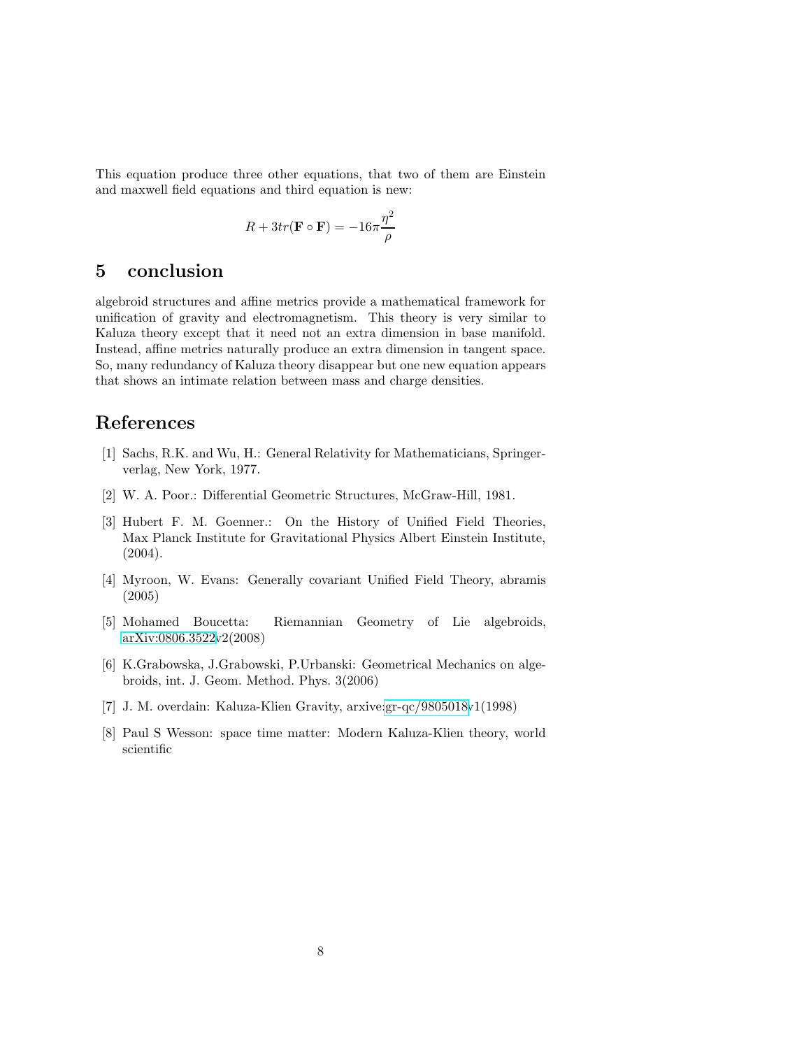This equation produce three other equations, that two of them are Einstein and maxwell field equations and third equation is new:

$$R + 3tr(\mathbf{F} \circ \mathbf{F}) = -16\pi \frac{\eta^2}{\rho}$$

# 5 conclusion

algebroid structures and affine metrics provide a mathematical framework for unification of gravity and electromagnetism. This theory is very similar to Kaluza theory except that it need not an extra dimension in base manifold. Instead, affine metrics naturally produce an extra dimension in tangent space. So, many redundancy of Kaluza theory disappear but one new equation appears that shows an intimate relation between mass and charge densities.

# References

[1] Sachs, R.K. and Wu, H.: General Relativity for Mathematicians, Springer-verlag, New York, 1977.

[2] W. A. Poor.: Differential Geometric Structures, McGraw-Hill, 1981.

[3] Hubert F. M. Goenner.: On the History of Unified Field Theories, Max Planck Institute for Gravitational Physics Albert Einstein Institute, (2004).

[4] Myroon, W. Evans: Generally covariant Unified Field Theory, abramis (2005)

[5] Mohamed Boucetta: Riemannian Geometry of Lie algebroids, arXiv:0806.3522v2(2008)

[6] K.Grabowska, J.Grabowski, P.Urbanski: Geometrical Mechanics on algebroids, int. J. Geom. Method. Phys. 3(2006)

[7] J. M. overdain: Kaluza-Klien Gravity, arxive:gr-qc/9805018v1(1998)

[8] Paul S Wesson: space time matter: Modern Kaluza-Klien theory, world scientific